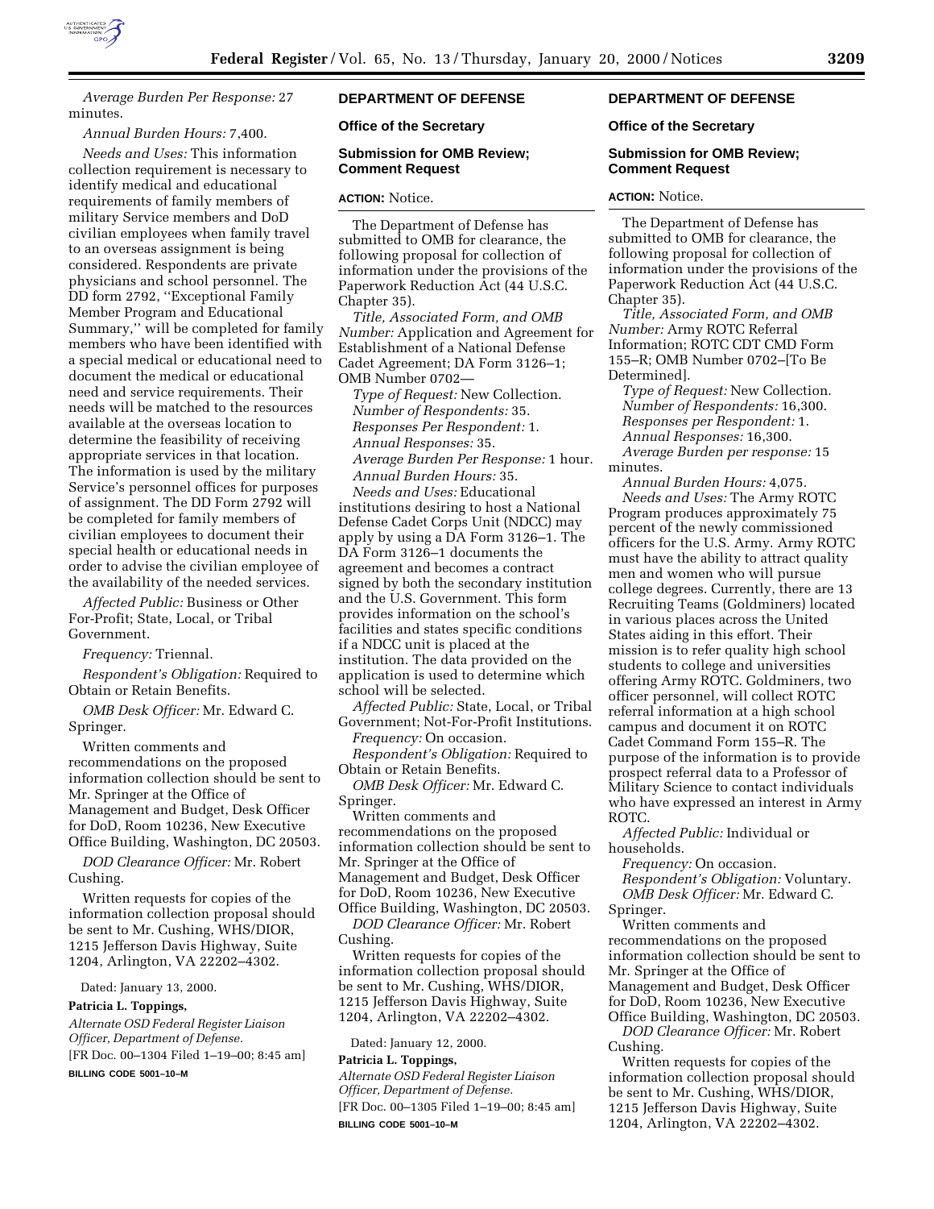*Average Burden Per Response:* 27 minutes.

*Annual Burden Hours:* 7,400.

*Needs and Uses:* This information collection requirement is necessary to identify medical and educational requirements of family members of military Service members and DoD civilian employees when family travel to an overseas assignment is being considered. Respondents are private physicians and school personnel. The DD form 2792, ''Exceptional Family Member Program and Educational Summary,'' will be completed for family members who have been identified with a special medical or educational need to document the medical or educational need and service requirements. Their needs will be matched to the resources available at the overseas location to determine the feasibility of receiving appropriate services in that location. The information is used by the military Service's personnel offices for purposes of assignment. The DD Form 2792 will be completed for family members of civilian employees to document their special health or educational needs in order to advise the civilian employee of the availability of the needed services.

*Affected Public:* Business or Other For-Profit; State, Local, or Tribal Government.

*Frequency:* Triennal.

*Respondent's Obligation:* Required to Obtain or Retain Benefits.

*OMB Desk Officer:* Mr. Edward C. Springer.

Written comments and recommendations on the proposed information collection should be sent to Mr. Springer at the Office of Management and Budget, Desk Officer for DoD, Room 10236, New Executive Office Building, Washington, DC 20503.

*DOD Clearance Officer:* Mr. Robert Cushing.

Written requests for copies of the information collection proposal should be sent to Mr. Cushing, WHS/DIOR, 1215 Jefferson Davis Highway, Suite 1204, Arlington, VA 22202–4302.

Dated: January 13, 2000.

**Patricia L. Toppings,**

*Alternate OSD Federal Register Liaison Officer, Department of Defense.*

[FR Doc. 00–1304 Filed 1–19–00; 8:45 am]

**BILLING CODE 5001–10–M**

## DEPARTMENT OF DEFENSE

### Office of the Secretary

### Submission for OMB Review; Comment Request

**ACTION:** Notice.

The Department of Defense has submitted to OMB for clearance, the following proposal for collection of information under the provisions of the Paperwork Reduction Act (44 U.S.C. Chapter 35).

*Title, Associated Form, and OMB Number:* Application and Agreement for Establishment of a National Defense Cadet Agreement; DA Form 3126–1; OMB Number 0702—

*Type of Request:* New Collection.

*Number of Respondents:* 35.

*Responses Per Respondent:* 1.

*Annual Responses:* 35.

*Average Burden Per Response:* 1 hour.

*Annual Burden Hours:* 35.

*Needs and Uses:* Educational institutions desiring to host a National Defense Cadet Corps Unit (NDCC) may apply by using a DA Form 3126–1. The DA Form 3126–1 documents the agreement and becomes a contract signed by both the secondary institution and the U.S. Government. This form provides information on the school's facilities and states specific conditions if a NDCC unit is placed at the institution. The data provided on the application is used to determine which school will be selected.

*Affected Public:* State, Local, or Tribal Government; Not-For-Profit Institutions.

*Frequency:* On occasion.

*Respondent's Obligation:* Required to Obtain or Retain Benefits.

*OMB Desk Officer:* Mr. Edward C. Springer.

Written comments and recommendations on the proposed information collection should be sent to Mr. Springer at the Office of Management and Budget, Desk Officer for DoD, Room 10236, New Executive Office Building, Washington, DC 20503.

*DOD Clearance Officer:* Mr. Robert Cushing.

Written requests for copies of the information collection proposal should be sent to Mr. Cushing, WHS/DIOR, 1215 Jefferson Davis Highway, Suite 1204, Arlington, VA 22202–4302.

Dated: January 12, 2000.

**Patricia L. Toppings,**

*Alternate OSD Federal Register Liaison Officer, Department of Defense.*

[FR Doc. 00–1305 Filed 1–19–00; 8:45 am]

**BILLING CODE 5001–10–M**

## DEPARTMENT OF DEFENSE

### Office of the Secretary

### Submission for OMB Review; Comment Request

**ACTION:** Notice.

The Department of Defense has submitted to OMB for clearance, the following proposal for collection of information under the provisions of the Paperwork Reduction Act (44 U.S.C. Chapter 35).

*Title, Associated Form, and OMB Number:* Army ROTC Referral Information; ROTC CDT CMD Form 155–R; OMB Number 0702–[To Be Determined].

*Type of Request:* New Collection.

*Number of Respondents:* 16,300.

*Responses per Respondent:* 1.

*Annual Responses:* 16,300.

*Average Burden per response:* 15 minutes.

*Annual Burden Hours:* 4,075.

*Needs and Uses:* The Army ROTC Program produces approximately 75 percent of the newly commissioned officers for the U.S. Army. Army ROTC must have the ability to attract quality men and women who will pursue college degrees. Currently, there are 13 Recruiting Teams (Goldminers) located in various places across the United States aiding in this effort. Their mission is to refer quality high school students to college and universities offering Army ROTC. Goldminers, two officer personnel, will collect ROTC referral information at a high school campus and document it on ROTC Cadet Command Form 155–R. The purpose of the information is to provide prospect referral data to a Professor of Military Science to contact individuals who have expressed an interest in Army ROTC.

*Affected Public:* Individual or households.

*Frequency:* On occasion.

*Respondent's Obligation:* Voluntary.

*OMB Desk Officer:* Mr. Edward C. Springer.

Written comments and recommendations on the proposed information collection should be sent to Mr. Springer at the Office of Management and Budget, Desk Officer for DoD, Room 10236, New Executive Office Building, Washington, DC 20503.

*DOD Clearance Officer:* Mr. Robert Cushing.

Written requests for copies of the information collection proposal should be sent to Mr. Cushing, WHS/DIOR, 1215 Jefferson Davis Highway, Suite 1204, Arlington, VA 22202–4302.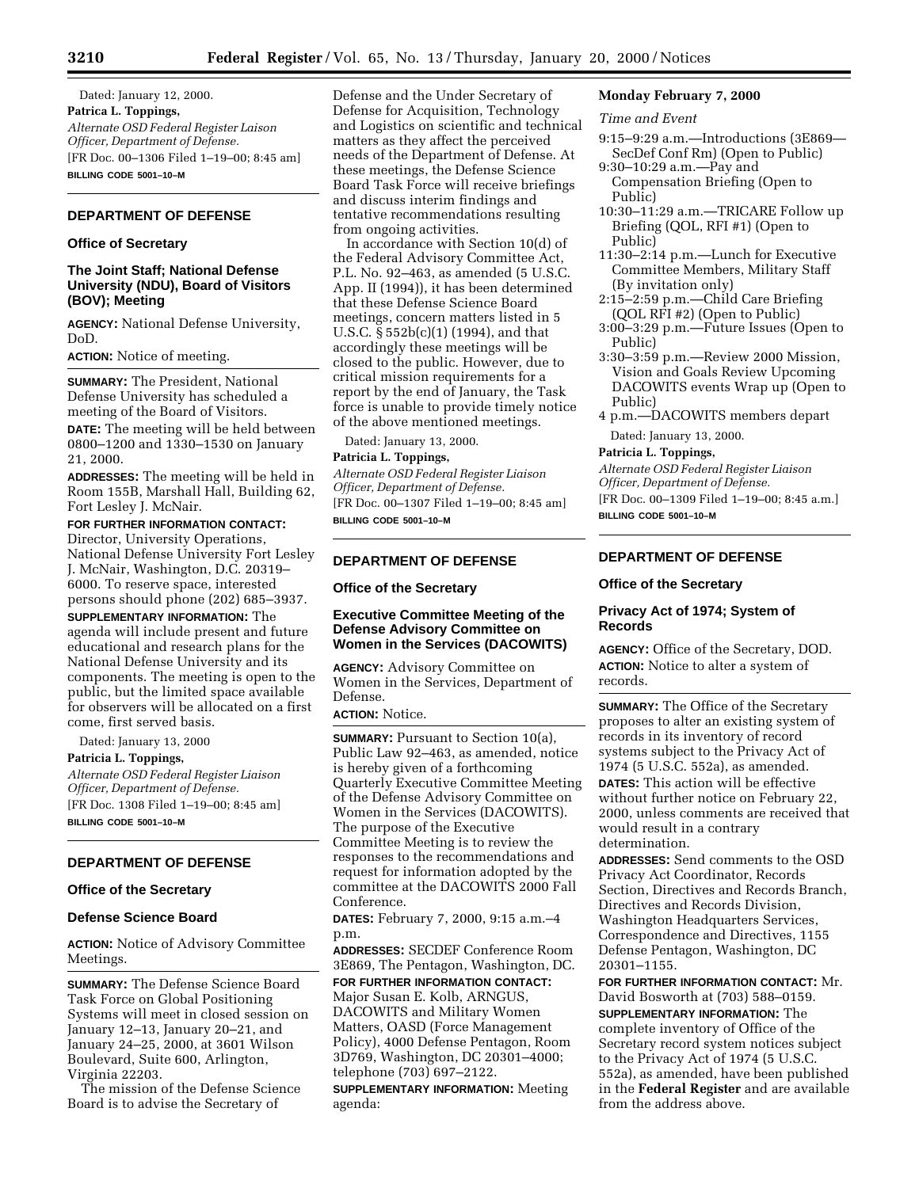Dated: January 12, 2000.

**Patrica L. Toppings,**

*Alternate OSD Federal Register Laison Officer, Department of Defense.*

[FR Doc. 00–1306 Filed 1–19–00; 8:45 am]

**BILLING CODE 5001–10–M**

## DEPARTMENT OF DEFENSE

### Office of Secretary

### The Joint Staff; National Defense University (NDU), Board of Visitors (BOV); Meeting

**AGENCY:** National Defense University, DoD.

**ACTION:** Notice of meeting.

**SUMMARY:** The President, National Defense University has scheduled a meeting of the Board of Visitors.

**DATE:** The meeting will be held between 0800–1200 and 1330–1530 on January 21, 2000.

**ADDRESSES:** The meeting will be held in Room 155B, Marshall Hall, Building 62, Fort Lesley J. McNair.

**FOR FURTHER INFORMATION CONTACT:** Director, University Operations, National Defense University Fort Lesley J. McNair, Washington, D.C. 20319–6000. To reserve space, interested persons should phone (202) 685–3937.

**SUPPLEMENTARY INFORMATION:** The agenda will include present and future educational and research plans for the National Defense University and its components. The meeting is open to the public, but the limited space available for observers will be allocated on a first come, first served basis.

Dated: January 13, 2000

**Patricia L. Toppings,**

*Alternate OSD Federal Register Liaison Officer, Department of Defense.*

[FR Doc. 1308 Filed 1–19–00; 8:45 am]

**BILLING CODE 5001–10–M**

## DEPARTMENT OF DEFENSE

### Office of the Secretary

### Defense Science Board

**ACTION:** Notice of Advisory Committee Meetings.

**SUMMARY:** The Defense Science Board Task Force on Global Positioning Systems will meet in closed session on January 12–13, January 20–21, and January 24–25, 2000, at 3601 Wilson Boulevard, Suite 600, Arlington, Virginia 22203.

The mission of the Defense Science Board is to advise the Secretary of Defense and the Under Secretary of Defense for Acquisition, Technology and Logistics on scientific and technical matters as they affect the perceived needs of the Department of Defense. At these meetings, the Defense Science Board Task Force will receive briefings and discuss interim findings and tentative recommendations resulting from ongoing activities.

In accordance with Section 10(d) of the Federal Advisory Committee Act, P.L. No. 92–463, as amended (5 U.S.C. App. II (1994)), it has been determined that these Defense Science Board meetings, concern matters listed in 5 U.S.C. § 552b(c)(1) (1994), and that accordingly these meetings will be closed to the public. However, due to critical mission requirements for a report by the end of January, the Task force is unable to provide timely notice of the above mentioned meetings.

Dated: January 13, 2000.

**Patricia L. Toppings,**

*Alternate OSD Federal Register Liaison Officer, Department of Defense.*

[FR Doc. 00–1307 Filed 1–19–00; 8:45 am]

**BILLING CODE 5001–10–M**

## DEPARTMENT OF DEFENSE

### Office of the Secretary

### Executive Committee Meeting of the Defense Advisory Committee on Women in the Services (DACOWITS)

**AGENCY:** Advisory Committee on Women in the Services, Department of Defense.

**ACTION:** Notice.

**SUMMARY:** Pursuant to Section 10(a), Public Law 92–463, as amended, notice is hereby given of a forthcoming Quarterly Executive Committee Meeting of the Defense Advisory Committee on Women in the Services (DACOWITS). The purpose of the Executive Committee Meeting is to review the responses to the recommendations and request for information adopted by the committee at the DACOWITS 2000 Fall Conference.

**DATES:** February 7, 2000, 9:15 a.m.–4 p.m.

**ADDRESSES:** SECDEF Conference Room 3E869, The Pentagon, Washington, DC.

**FOR FURTHER INFORMATION CONTACT:** Major Susan E. Kolb, ARNGUS, DACOWITS and Military Women Matters, OASD (Force Management Policy), 4000 Defense Pentagon, Room 3D769, Washington, DC 20301–4000; telephone (703) 697–2122.

**SUPPLEMENTARY INFORMATION:** Meeting agenda:

**Monday February 7, 2000**

*Time and Event*

9:15–9:29 a.m.—Introductions (3E869—SecDef Conf Rm) (Open to Public)

9:30–10:29 a.m.—Pay and Compensation Briefing (Open to Public)

10:30–11:29 a.m.—TRICARE Follow up Briefing (QOL, RFI #1) (Open to Public)

11:30–2:14 p.m.—Lunch for Executive Committee Members, Military Staff (By invitation only)

2:15–2:59 p.m.—Child Care Briefing (QOL RFI #2) (Open to Public)

3:00–3:29 p.m.—Future Issues (Open to Public)

3:30–3:59 p.m.—Review 2000 Mission, Vision and Goals Review Upcoming DACOWITS events Wrap up (Open to Public)

4 p.m.—DACOWITS members depart

Dated: January 13, 2000.

**Patricia L. Toppings,**

*Alternate OSD Federal Register Liaison Officer, Department of Defense.*

[FR Doc. 00–1309 Filed 1–19–00; 8:45 a.m.]

**BILLING CODE 5001–10–M**

## DEPARTMENT OF DEFENSE

### Office of the Secretary

### Privacy Act of 1974; System of Records

**AGENCY:** Office of the Secretary, DOD.

**ACTION:** Notice to alter a system of records.

**SUMMARY:** The Office of the Secretary proposes to alter an existing system of records in its inventory of record systems subject to the Privacy Act of 1974 (5 U.S.C. 552a), as amended.

**DATES:** This action will be effective without further notice on February 22, 2000, unless comments are received that would result in a contrary determination.

**ADDRESSES:** Send comments to the OSD Privacy Act Coordinator, Records Section, Directives and Records Branch, Directives and Records Division, Washington Headquarters Services, Correspondence and Directives, 1155 Defense Pentagon, Washington, DC 20301–1155.

**FOR FURTHER INFORMATION CONTACT:** Mr. David Bosworth at (703) 588–0159.

**SUPPLEMENTARY INFORMATION:** The complete inventory of Office of the Secretary record system notices subject to the Privacy Act of 1974 (5 U.S.C. 552a), as amended, have been published in the **Federal Register** and are available from the address above.